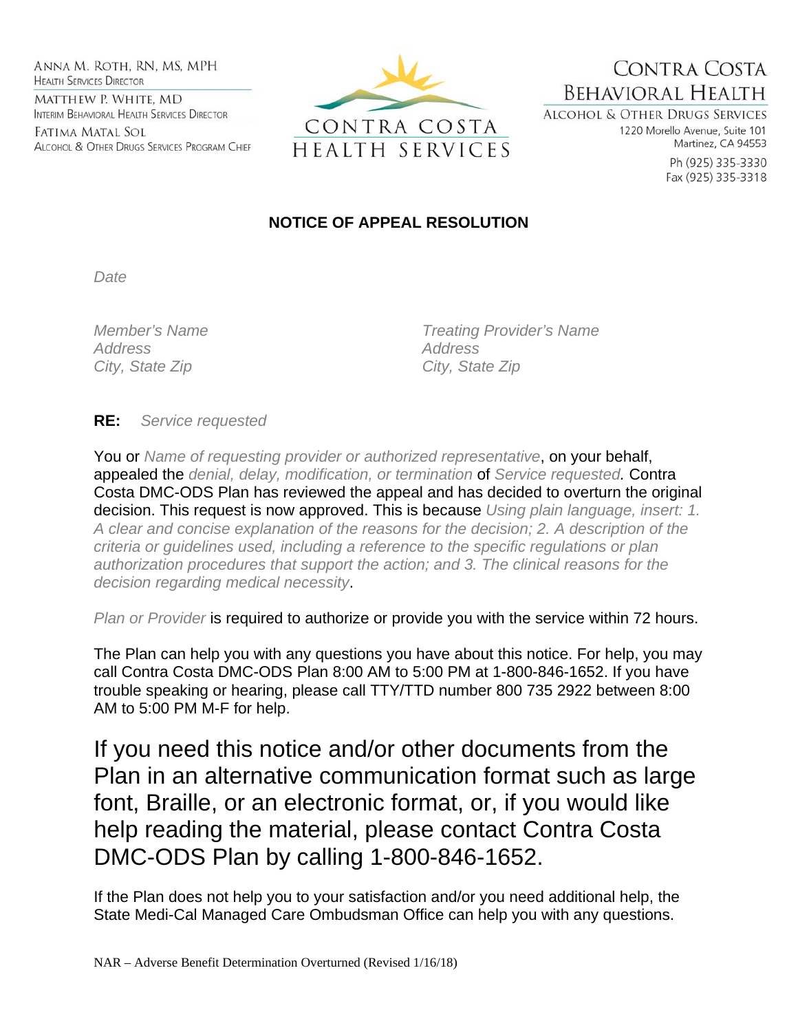ANNA M. ROTH, RN, MS, MPH
HEALTH SERVICES DIRECTOR
MATTHEW P. WHITE, MD
INTERIM BEHAVIORAL HEALTH SERVICES DIRECTOR
FATIMA MATAL SOL
ALCOHOL & OTHER DRUGS SERVICES PROGRAM CHIEF

CONTRA COSTA
HEALTH SERVICES

CONTRA COSTA
BEHAVIORAL HEALTH
ALCOHOL & OTHER DRUGS SERVICES
1220 Morello Avenue, Suite 101
Martinez, CA 94553
Ph (925) 335-3330
Fax (925) 335-3318

## NOTICE OF APPEAL RESOLUTION

*Date*

*Member's Name*
*Address*
*City, State Zip*

*Treating Provider's Name*
*Address*
*City, State Zip*

**RE:** *Service requested*

You or *Name of requesting provider or authorized representative*, on your behalf, appealed the *denial, delay, modification, or termination* of *Service requested.* Contra Costa DMC-ODS Plan has reviewed the appeal and has decided to overturn the original decision. This request is now approved. This is because *Using plain language, insert: 1. A clear and concise explanation of the reasons for the decision; 2. A description of the criteria or guidelines used, including a reference to the specific regulations or plan authorization procedures that support the action; and 3. The clinical reasons for the decision regarding medical necessity*.

*Plan or Provider* is required to authorize or provide you with the service within 72 hours.

The Plan can help you with any questions you have about this notice. For help, you may call Contra Costa DMC-ODS Plan 8:00 AM to 5:00 PM at 1-800-846-1652. If you have trouble speaking or hearing, please call TTY/TTD number 800 735 2922 between 8:00 AM to 5:00 PM M-F for help.

If you need this notice and/or other documents from the Plan in an alternative communication format such as large font, Braille, or an electronic format, or, if you would like help reading the material, please contact Contra Costa DMC-ODS Plan by calling 1-800-846-1652.

If the Plan does not help you to your satisfaction and/or you need additional help, the State Medi-Cal Managed Care Ombudsman Office can help you with any questions.

NAR – Adverse Benefit Determination Overturned (Revised 1/16/18)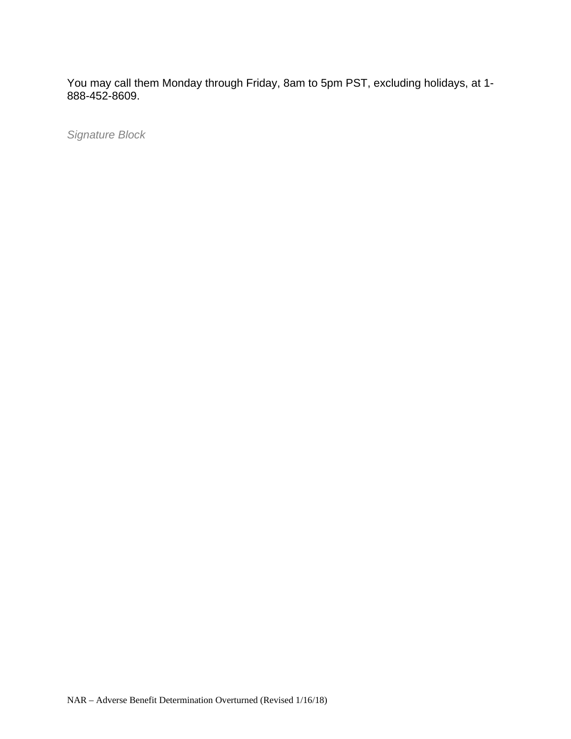You may call them Monday through Friday, 8am to 5pm PST, excluding holidays, at 1-888-452-8609.

*Signature Block*